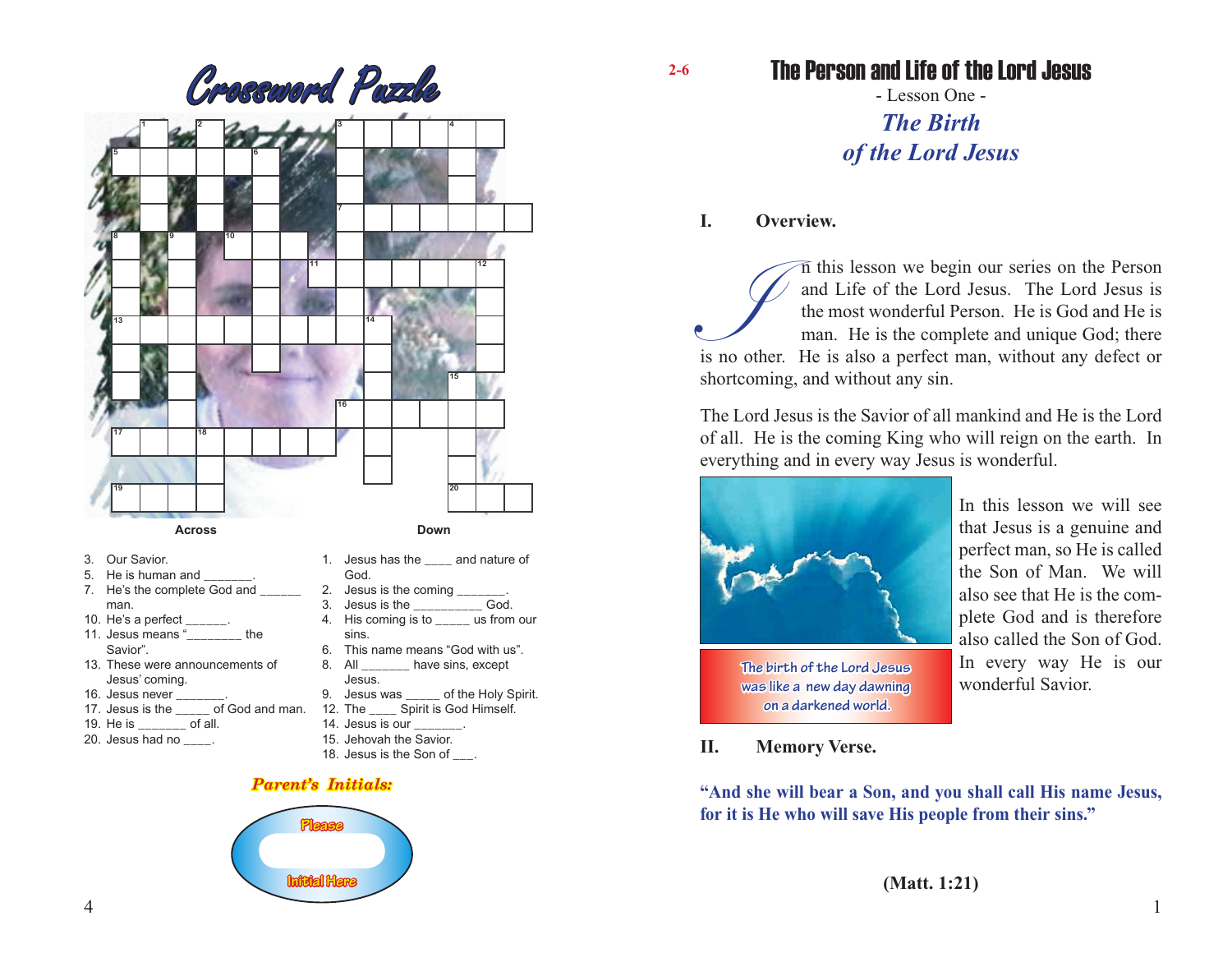# Crossword Puzzle

**Across**

3. Our Savior.
5. He is human and _______.
7. He's the complete God and ______ man.
10. He's a perfect ______.
11. Jesus means "________ the Savior".
13. These were announcements of Jesus' coming.
16. Jesus never _______.
17. Jesus is the _____ of God and man.
19. He is _______ of all.
20. Jesus had no ____.

**Down**

1. Jesus has the ____ and nature of God.
2. Jesus is the coming _______.
3. Jesus is the __________ God.
4. His coming is to _____ us from our sins.
6. This name means "God with us".
8. All _______ have sins, except Jesus.
9. Jesus was _____ of the Holy Spirit.
12. The ____ Spirit is God Himself.
14. Jesus is our _______.
15. Jehovah the Savior.
18. Jesus is the Son of ___.

*Parent's Initials:*

Please

Initial Here

2-6

# The Person and Life of the Lord Jesus

- Lesson One -

## *The Birth of the Lord Jesus*

### I. Overview.

In this lesson we begin our series on the Person and Life of the Lord Jesus. The Lord Jesus is the most wonderful Person. He is God and He is man. He is the complete and unique God; there is no other. He is also a perfect man, without any defect or shortcoming, and without any sin.

The Lord Jesus is the Savior of all mankind and He is the Lord of all. He is the coming King who will reign on the earth. In everything and in every way Jesus is wonderful.

The birth of the Lord Jesus was like a new day dawning on a darkened world.

In this lesson we will see that Jesus is a genuine and perfect man, so He is called the Son of Man. We will also see that He is the complete God and is therefore also called the Son of God. In every way He is our wonderful Savior.

### II. Memory Verse.

**"And she will bear a Son, and you shall call His name Jesus, for it is He who will save His people from their sins."**

**(Matt. 1:21)**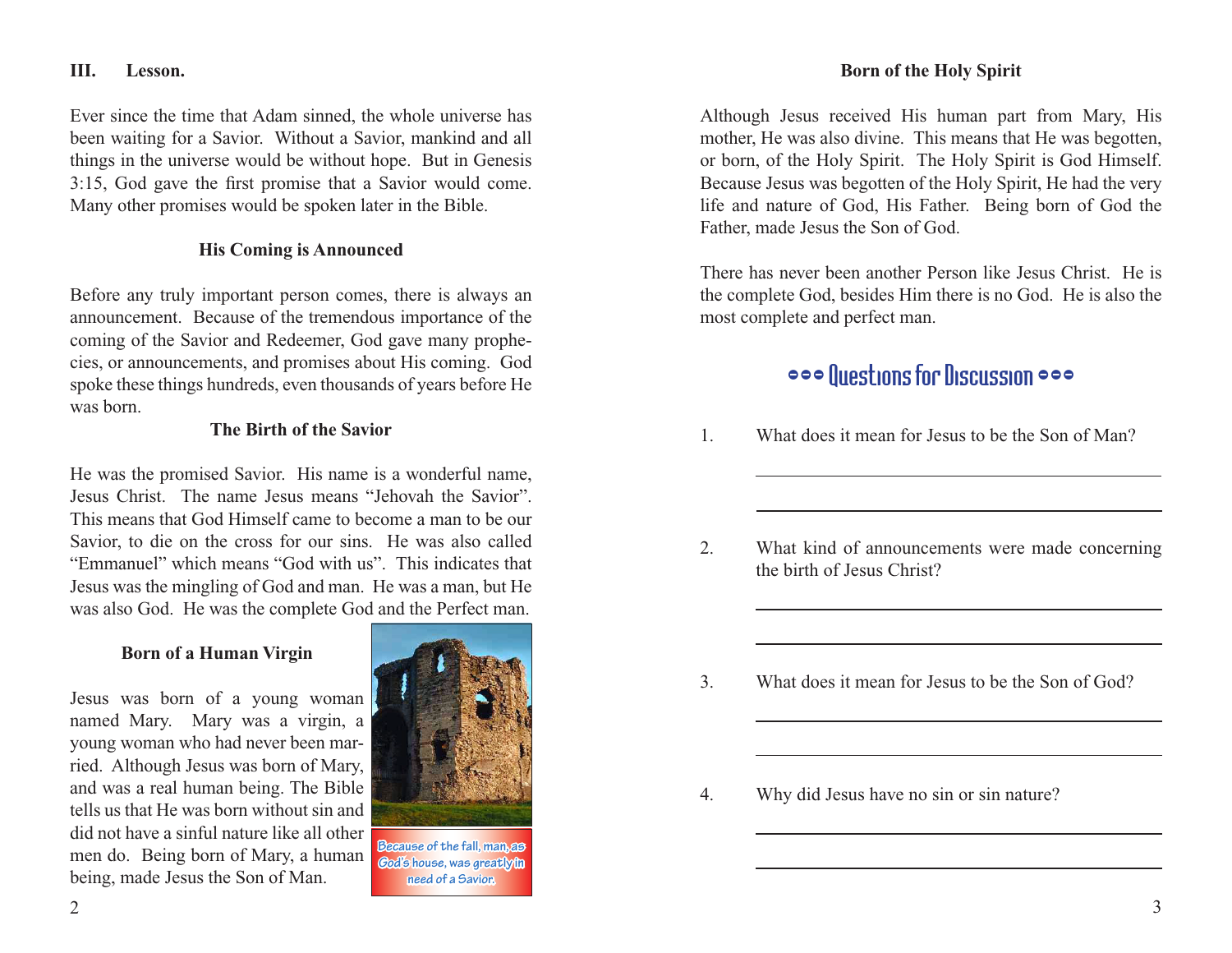## III. Lesson.

Ever since the time that Adam sinned, the whole universe has been waiting for a Savior. Without a Savior, mankind and all things in the universe would be without hope. But in Genesis 3:15, God gave the first promise that a Savior would come. Many other promises would be spoken later in the Bible.

### His Coming is Announced

Before any truly important person comes, there is always an announcement. Because of the tremendous importance of the coming of the Savior and Redeemer, God gave many prophecies, or announcements, and promises about His coming. God spoke these things hundreds, even thousands of years before He was born.

### The Birth of the Savior

He was the promised Savior. His name is a wonderful name, Jesus Christ. The name Jesus means "Jehovah the Savior". This means that God Himself came to become a man to be our Savior, to die on the cross for our sins. He was also called "Emmanuel" which means "God with us". This indicates that Jesus was the mingling of God and man. He was a man, but He was also God. He was the complete God and the Perfect man.

### Born of a Human Virgin

Jesus was born of a young woman named Mary. Mary was a virgin, a young woman who had never been married. Although Jesus was born of Mary, and was a real human being. The Bible tells us that He was born without sin and did not have a sinful nature like all other men do. Being born of Mary, a human being, made Jesus the Son of Man.

Because of the fall, man, as God's house, was greatly in need of a Savior.

### Born of the Holy Spirit

Although Jesus received His human part from Mary, His mother, He was also divine. This means that He was begotten, or born, of the Holy Spirit. The Holy Spirit is God Himself. Because Jesus was begotten of the Holy Spirit, He had the very life and nature of God, His Father. Being born of God the Father, made Jesus the Son of God.

There has never been another Person like Jesus Christ. He is the complete God, besides Him there is no God. He is also the most complete and perfect man.

## Questions for Discussion

1. What does it mean for Jesus to be the Son of Man?

_______________________________________________

_______________________________________________

2. What kind of announcements were made concerning the birth of Jesus Christ?

_______________________________________________

_______________________________________________

3. What does it mean for Jesus to be the Son of God?

_______________________________________________

_______________________________________________

4. Why did Jesus have no sin or sin nature?

_______________________________________________

_______________________________________________